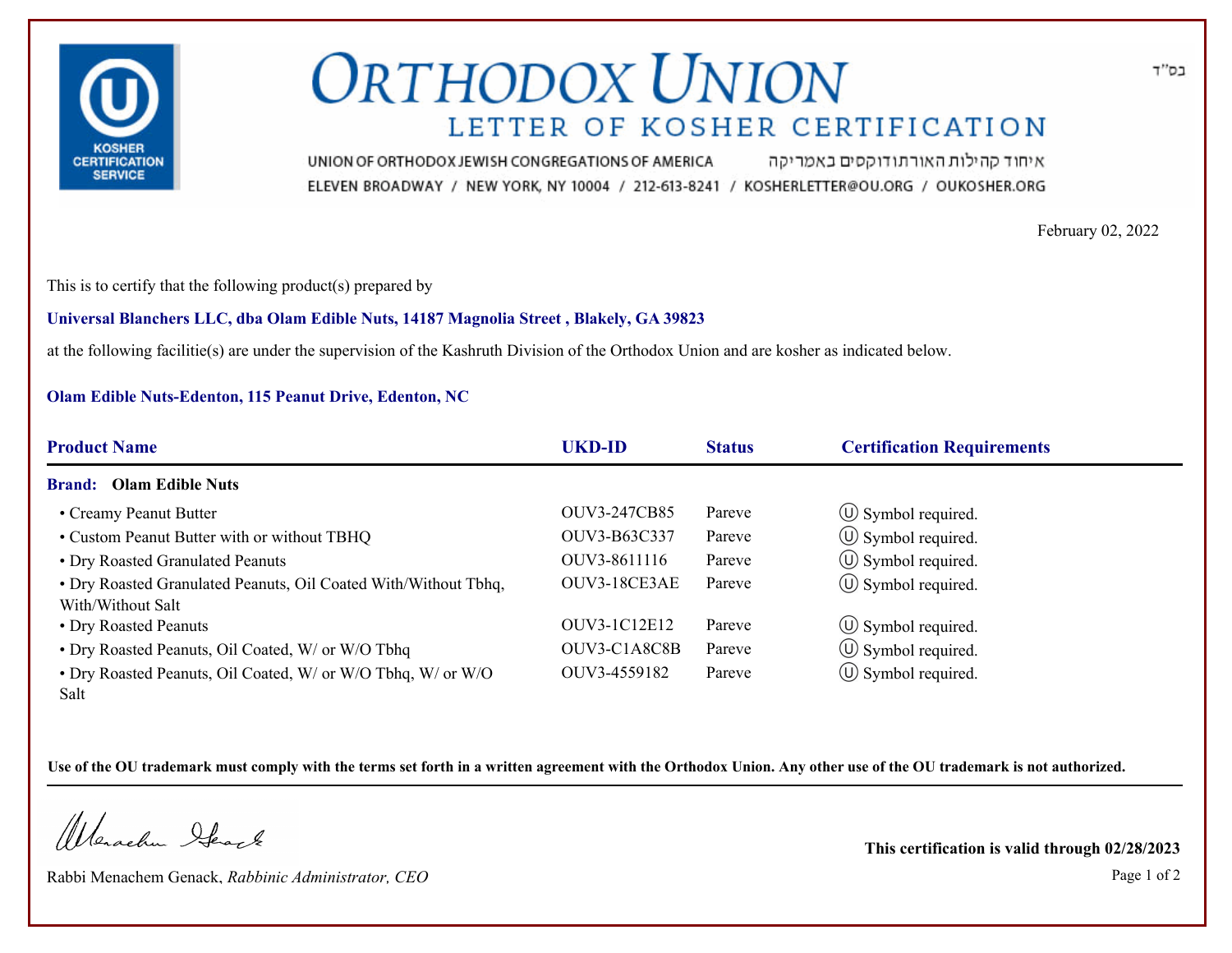בס"ד

# ORTHODOX UNION

## LETTER OF KOSHER CERTIFICATION

UNION OF ORTHODOX JEWISH CONGREGATIONS OF AMERICA איחוד קהילות האורתודוקסים באמריקה

ELEVEN BROADWAY / NEW YORK, NY 10004 / 212-613-8241 / KOSHERLETTER@OU.ORG / OUKOSHER.ORG

February 02, 2022

This is to certify that the following product(s) prepared by

**Universal Blanchers LLC, dba Olam Edible Nuts, 14187 Magnolia Street , Blakely, GA 39823**

at the following facilitie(s) are under the supervision of the Kashruth Division of the Orthodox Union and are kosher as indicated below.

**Olam Edible Nuts-Edenton, 115 Peanut Drive, Edenton, NC**

| Product Name | UKD-ID | Status | Certification Requirements |
|---|---|---|---|
| **Brand: Olam Edible Nuts** | | | |
| • Creamy Peanut Butter | OUV3-247CB85 | Pareve | Ⓤ Symbol required. |
| • Custom Peanut Butter with or without TBHQ | OUV3-B63C337 | Pareve | Ⓤ Symbol required. |
| • Dry Roasted Granulated Peanuts | OUV3-8611116 | Pareve | Ⓤ Symbol required. |
| • Dry Roasted Granulated Peanuts, Oil Coated With/Without Tbhq, With/Without Salt | OUV3-18CE3AE | Pareve | Ⓤ Symbol required. |
| • Dry Roasted Peanuts | OUV3-1C12E12 | Pareve | Ⓤ Symbol required. |
| • Dry Roasted Peanuts, Oil Coated, W/ or W/O Tbhq | OUV3-C1A8C8B | Pareve | Ⓤ Symbol required. |
| • Dry Roasted Peanuts, Oil Coated, W/ or W/O Tbhq, W/ or W/O Salt | OUV3-4559182 | Pareve | Ⓤ Symbol required. |

**Use of the OU trademark must comply with the terms set forth in a written agreement with the Orthodox Union. Any other use of the OU trademark is not authorized.**

Rabbi Menachem Genack, *Rabbinic Administrator, CEO*

**This certification is valid through 02/28/2023**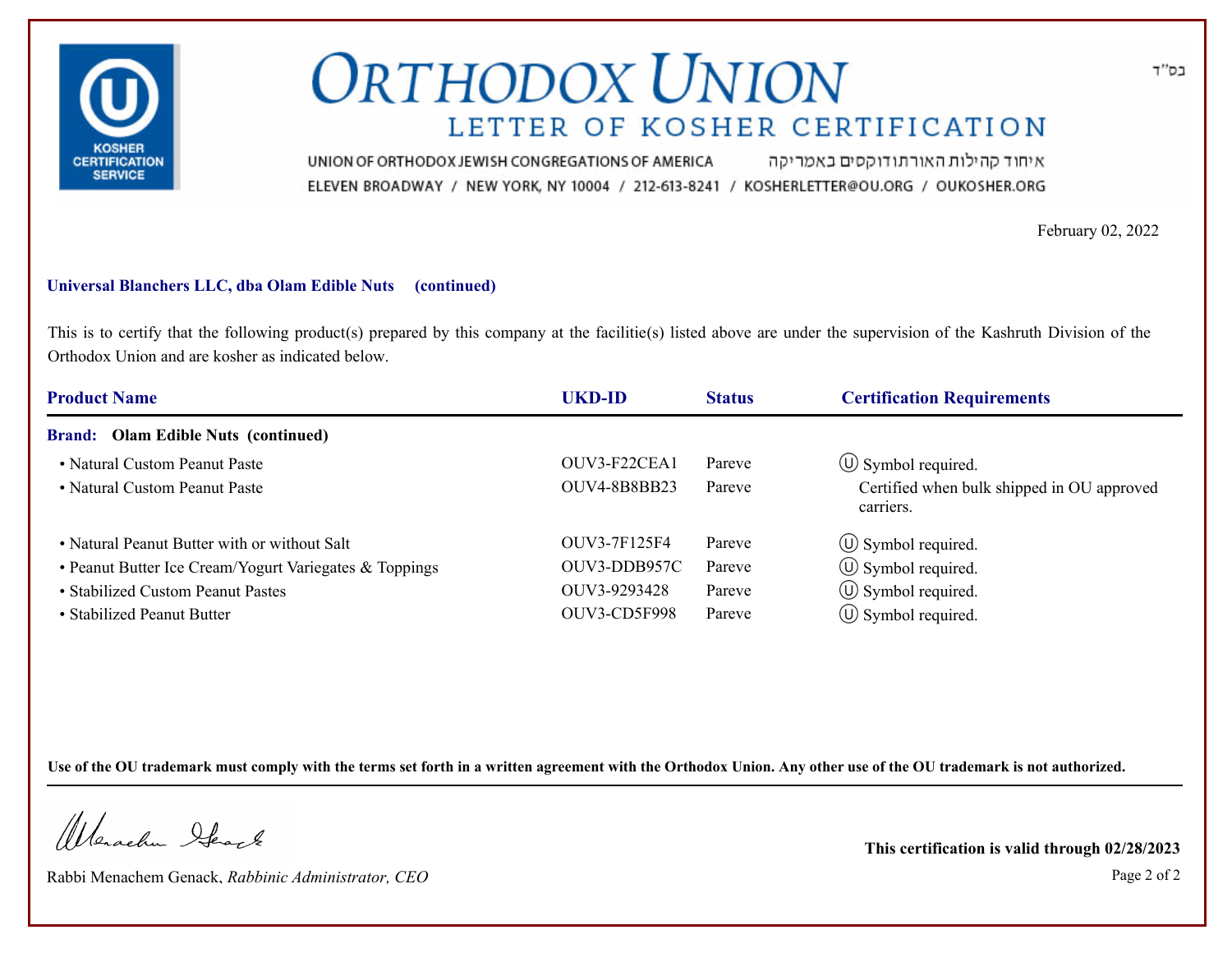בס"ד

# ORTHODOX UNION

## LETTER OF KOSHER CERTIFICATION

UNION OF ORTHODOX JEWISH CONGREGATIONS OF AMERICA איחוד קהילות האורתודוקסים באמריקה

ELEVEN BROADWAY / NEW YORK, NY 10004 / 212-613-8241 / KOSHERLETTER@OU.ORG / OUKOSHER.ORG

February 02, 2022

**Universal Blanchers LLC, dba Olam Edible Nuts (continued)**

This is to certify that the following product(s) prepared by this company at the facilitie(s) listed above are under the supervision of the Kashruth Division of the Orthodox Union and are kosher as indicated below.

| Product Name | UKD-ID | Status | Certification Requirements |
|---|---|---|---|
| **Brand: Olam Edible Nuts (continued)** | | | |
| • Natural Custom Peanut Paste | OUV3-F22CEA1 | Pareve | Ⓤ Symbol required. |
| • Natural Custom Peanut Paste | OUV4-8B8BB23 | Pareve | Certified when bulk shipped in OU approved carriers. |
| • Natural Peanut Butter with or without Salt | OUV3-7F125F4 | Pareve | Ⓤ Symbol required. |
| • Peanut Butter Ice Cream/Yogurt Variegates & Toppings | OUV3-DDB957C | Pareve | Ⓤ Symbol required. |
| • Stabilized Custom Peanut Pastes | OUV3-9293428 | Pareve | Ⓤ Symbol required. |
| • Stabilized Peanut Butter | OUV3-CD5F998 | Pareve | Ⓤ Symbol required. |

**Use of the OU trademark must comply with the terms set forth in a written agreement with the Orthodox Union. Any other use of the OU trademark is not authorized.**

Rabbi Menachem Genack, *Rabbinic Administrator, CEO*

**This certification is valid through 02/28/2023**